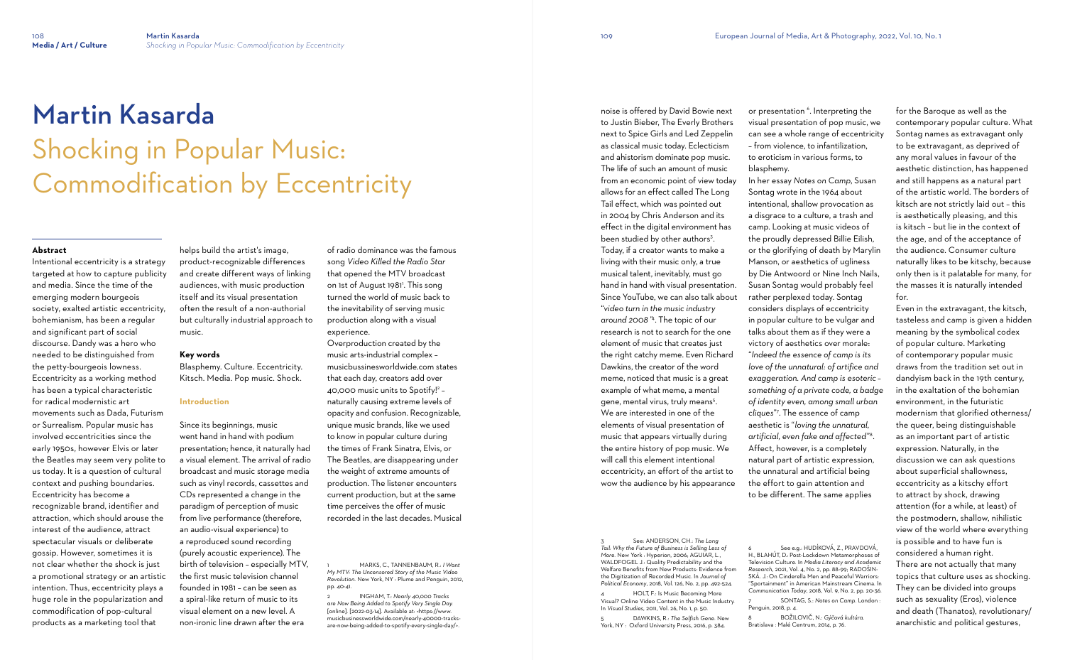# Martin Kasarda

# Shocking in Popular Music: Commodification by Eccentricity

**Abstract**

Intentional eccentricity is a strategy targeted at how to capture publicity and media. Since the time of the emerging modern bourgeois society, exalted artistic eccentricity, bohemianism, has been a regular and significant part of social discourse. Dandy was a hero who needed to be distinguished from the petty-bourgeois lowness. Eccentricity as a working method has been a typical characteristic for radical modernistic art movements such as Dada, Futurism or Surrealism. Popular music has involved eccentricities since the early 1950s, however Elvis or later the Beatles may seem very polite to us today. It is a question of cultural context and pushing boundaries. Eccentricity has become a recognizable brand, identifier and attraction, which should arouse the interest of the audience, attract spectacular visuals or deliberate gossip. However, sometimes it is not clear whether the shock is just a promotional strategy or an artistic intention. Thus, eccentricity plays a huge role in the popularization and commodification of pop-cultural products as a marketing tool that helps build the artist's image, product-recognizable differences and create different ways of linking audiences, with music production itself and its visual presentation often the result of a non-authorial but culturally industrial approach to music.

**Key words**

Blasphemy. Culture. Eccentricity. Kitsch. Media. Pop music. Shock.

## Introduction

Since its beginnings, music went hand in hand with podium presentation; hence, it naturally had a visual element. The arrival of radio broadcast and music storage media such as vinyl records, cassettes and CDs represented a change in the paradigm of perception of music from live performance (therefore, an audio-visual experience) to a reproduced sound recording (purely acoustic experience). The birth of television – especially MTV, the first music television channel founded in 1981 – can be seen as a spiral-like return of music to its visual element on a new level. A non-ironic line drawn after the era of radio dominance was the famous song *Video Killed the Radio Star* that opened the MTV broadcast on 1st of August 1981[1]. This song turned the world of music back to the inevitability of serving music production along with a visual experience.

Overproduction created by the music arts-industrial complex – musicbussinesworldwide.com states that each day, creators add over 40,000 music units to Spotify![2] – naturally causing extreme levels of opacity and confusion. Recognizable, unique music brands, like we used to know in popular culture during the times of Frank Sinatra, Elvis, or The Beatles, are disappearing under the weight of extreme amounts of production. The listener encounters current production, but at the same time perceives the offer of music recorded in the last decades. Musical noise is offered by David Bowie next to Justin Bieber, The Everly Brothers next to Spice Girls and Led Zeppelin as classical music today. Eclecticism and ahistorism dominate pop music. The life of such an amount of music from an economic point of view today allows for an effect called The Long Tail effect, which was pointed out in 2004 by Chris Anderson and its effect in the digital environment has been studied by other authors[3]. Today, if a creator wants to make a living with their music only, a true musical talent, inevitably, must go hand in hand with visual presentation. Since YouTube, we can also talk about "*video turn in the music industry around 2008* "[4]. The topic of our research is not to search for the one element of music that creates just the right catchy meme. Even Richard Dawkins, the creator of the word meme, noticed that music is a great example of what meme, a mental gene, mental virus, truly means[5]. We are interested in one of the elements of visual presentation of music that appears virtually during the entire history of pop music. We will call this element intentional eccentricity, an effort of the artist to wow the audience by his appearance or presentation [6]. Interpreting the visual presentation of pop music, we can see a whole range of eccentricity – from violence, to infantilization, to eroticism in various forms, to blasphemy.

In her essay *Notes on Camp*, Susan Sontag wrote in the 1964 about intentional, shallow provocation as a disgrace to a culture, a trash and camp. Looking at music videos of the proudly depressed Billie Eilish, or the glorifying of death by Marylin Manson, or aesthetics of ugliness by Die Antwoord or Nine Inch Nails, Susan Sontag would probably feel rather perplexed today. Sontag considers displays of eccentricity in popular culture to be vulgar and talks about them as if they were a victory of aesthetics over morale: "*Indeed the essence of camp is its love of the unnatural: of artifice and exaggeration. And camp is esoteric – something of a private code, a badge of identity even, among small urban cliques*"[7]. The essence of camp aesthetic is "*loving the unnatural, artificial, even fake and affected*"[8]. Affect, however, is a completely natural part of artistic expression, the unnatural and artificial being the effort to gain attention and to be different. The same applies for the Baroque as well as the contemporary popular culture. What Sontag names as extravagant only to be extravagant, as deprived of any moral values in favour of the aesthetic distinction, has happened and still happens as a natural part of the artistic world. The borders of kitsch are not strictly laid out – this is aesthetically pleasing, and this is kitsch – but lie in the context of the age, and of the acceptance of the audience. Consumer culture naturally likes to be kitschy, because only then is it palatable for many, for the masses it is naturally intended for.

Even in the extravagant, the kitsch, tasteless and camp is given a hidden meaning by the symbolical codex of popular culture. Marketing of contemporary popular music draws from the tradition set out in dandyism back in the 19th century, in the exaltation of the bohemian environment, in the futuristic modernism that glorified otherness/the queer, being distinguishable as an important part of artistic expression. Naturally, in the discussion we can ask questions about superficial shallowness, eccentricity as a kitschy effort to attract by shock, drawing attention (for a while, at least) of the postmodern, shallow, nihilistic view of the world where everything is possible and to have fun is considered a human right.

There are not actually that many topics that culture uses as shocking. They can be divided into groups such as sexuality (Eros), violence and death (Thanatos), revolutionary/anarchistic and political gestures,

---

1 MARKS, C., TANNENBAUM, R.: *I Want My MTV: The Uncensored Story of the Music Video Revolution.* New York, NY : Plume and Penguin, 2012, pp. 40-41.

2 INGHAM, T.: *Nearly 40,000 Tracks are Now Being Added to Spotify Very Single Day.* [online]. [2022-03-14]. Available at: <https://www.musicbusinessworldwide.com/nearly-40000-tracks-are-now-being-added-to-spotify-every-single-day/>.

3 See: ANDERSON, CH.: *The Long Tail: Why the Future of Business is Selling Less of More.* New York : Hyperion, 2006; AGUIAR, L., WALDFOGEL J.: Quality Predictability and the Welfare Benefits from New Products: Evidence from the Digitization of Recorded Music. In *Journal of Political Economy*, 2018, Vol. 126, No. 2, pp. 492-524.

4 HOLT, F.: Is Music Becoming More Visual? Online Video Content in the Music Industry. In *Visual Studies*, 2011, Vol. 26, No. 1, p. 50.

5 DAWKINS, R.: *The Selfish Gene.* New York, NY : Oxford University Press, 2016, p. 384.

6 See e.g.: HUDÍKOVÁ, Z., PRAVDOVÁ, H., BLAHÚT, D.: Post-Lockdown Metamorphoses of Television Culture. In *Media Literacy and Academic Research*, 2021, Vol. 4, No. 2, pp. 88-99; RADOŠINSKÁ, J.: On Cinderella Men and Peaceful Warriors: "Sportainment" in American Mainstream Cinema. In *Communication Today*, 2018, Vol. 9, No. 2, pp. 20-36.

7 SONTAG, S.: *Notes on Camp*. London : Penguin, 2018, p. 4.

8 BOŽILOVIČ, N.: *Gýčová kultúra.* Bratislava : Malé Centrum, 2014, p. 76.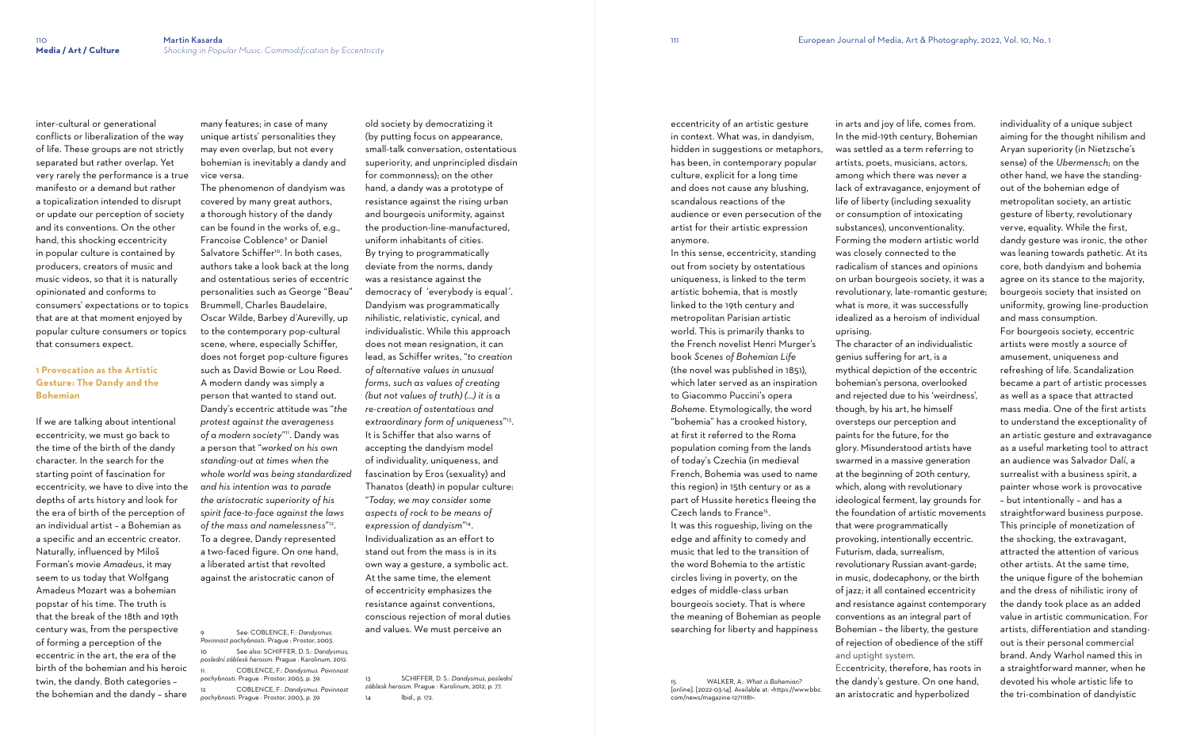inter-cultural or generational conflicts or liberalization of the way of life. These groups are not strictly separated but rather overlap. Yet very rarely the performance is a true manifesto or a demand but rather a topicalization intended to disrupt or update our perception of society and its conventions. On the other hand, this shocking eccentricity in popular culture is contained by producers, creators of music and music videos, so that it is naturally opinionated and conforms to consumers' expectations or to topics that are at that moment enjoyed by popular culture consumers or topics that consumers expect.

## 1 Provocation as the Artistic Gesture: The Dandy and the Bohemian

If we are talking about intentional eccentricity, we must go back to the time of the birth of the dandy character. In the search for the starting point of fascination for eccentricity, we have to dive into the depths of arts history and look for the era of birth of the perception of an individual artist – a Bohemian as a specific and an eccentric creator. Naturally, influenced by Miloš Forman's movie *Amadeus*, it may seem to us today that Wolfgang Amadeus Mozart was a bohemian popstar of his time. The truth is that the break of the 18th and 19th century was, from the perspective of forming a perception of the eccentric in the art, the era of the birth of the bohemian and his heroic twin, the dandy. Both categories – the bohemian and the dandy – share many features; in case of many unique artists' personalities they may even overlap, but not every bohemian is inevitably a dandy and vice versa.

The phenomenon of dandyism was covered by many great authors, a thorough history of the dandy can be found in the works of, e.g., Francoise Coblence[9] or Daniel Salvatore Schiffer[10]. In both cases, authors take a look back at the long and ostentatious series of eccentric personalities such as George "Beau" Brummell, Charles Baudelaire, Oscar Wilde, Barbey d'Aurevilly, up to the contemporary pop-cultural scene, where, especially Schiffer, does not forget pop-culture figures such as David Bowie or Lou Reed. A modern dandy was simply a person that wanted to stand out. Dandy's eccentric attitude was "*the protest against the averageness of a modern society*"[11]. Dandy was a person that "*worked on his own standing-out at times when the whole world was being standardized and his intention was to parade the aristocratic superiority of his spirit face-to-face against the laws of the mass and namelessness*"[12]. To a degree, Dandy represented a two-faced figure. On one hand, a liberated artist that revolted against the aristocratic canon of old society by democratizing it (by putting focus on appearance, small-talk conversation, ostentatious superiority, and unprincipled disdain for commonness); on the other hand, a dandy was a prototype of resistance against the rising urban and bourgeois uniformity, against the production-line-manufactured, uniform inhabitants of cities. By trying to programmatically deviate from the norms, dandy was a resistance against the democracy of ´everybody is equal´. Dandyism was programmatically nihilistic, relativistic, cynical, and individualistic. While this approach does not mean resignation, it can lead, as Schiffer writes, "*to creation of alternative values in unusual forms, such as values of creating (but not values of truth) (...) it is a re-creation of ostentatious and extraordinary form of uniqueness*"[13]. It is Schiffer that also warns of accepting the dandyism model of individuality, uniqueness, and fascination by Eros (sexuality) and Thanatos (death) in popular culture: "*Today, we may consider some aspects of rock to be means of expression of dandyism*"[14]. Individualization as an effort to stand out from the mass is in its own way a gesture, a symbolic act. At the same time, the element of eccentricity emphasizes the resistance against conventions, conscious rejection of moral duties and values. We must perceive an eccentricity of an artistic gesture in context. What was, in dandyism, hidden in suggestions or metaphors, has been, in contemporary popular culture, explicit for a long time and does not cause any blushing, scandalous reactions of the audience or even persecution of the artist for their artistic expression anymore.

In this sense, eccentricity, standing out from society by ostentatious uniqueness, is linked to the term artistic bohemia, that is mostly linked to the 19th century and metropolitan Parisian artistic world. This is primarily thanks to the French novelist Henri Murger's book *Scenes of Bohemian Life* (the novel was published in 1851), which later served as an inspiration to Giacommo Puccini's opera *Boheme*. Etymologically, the word "bohemia" has a crooked history, at first it referred to the Roma population coming from the lands of today's Czechia (in medieval French, Bohemia was used to name this region) in 15th century or as a part of Hussite heretics fleeing the Czech lands to France[15].

It was this roguish, living on the edge and affinity to comedy and music that led to the transition of the word Bohemia to the artistic circles living in poverty, on the edges of middle-class urban bourgeois society. That is where the meaning of Bohemian as people searching for liberty and happiness in arts and joy of life, comes from. In the mid-19th century, Bohemian was settled as a term referring to artists, poets, musicians, actors, among which there was never a lack of extravagance, enjoyment of life of liberty (including sexuality or consumption of intoxicating substances), unconventionality. Forming the modern artistic world was closely connected to the radicalism of stances and opinions on urban bourgeois society, it was a revolutionary, late-romantic gesture; what is more, it was successfully idealized as a heroism of individual uprising.

The character of an individualistic genius suffering for art, is a mythical depiction of the eccentric bohemian's persona, overlooked and rejected due to his 'weirdness', though, by his art, he himself oversteps our perception and paints for the future, for the glory. Misunderstood artists have swarmed in a massive generation at the beginning of 20th century, which, along with revolutionary ideological ferment, lay grounds for the foundation of artistic movements that were programmatically provoking, intentionally eccentric. Futurism, dada, surrealism, revolutionary Russian avant-garde; in music, dodecaphony, or the birth of jazz; it all contained eccentricity and resistance against contemporary conventions as an integral part of Bohemian – the liberty, the gesture of rejection of obedience of the stiff and uptight system.

Eccentricity, therefore, has roots in the dandy's gesture. On one hand, an aristocratic and hyperbolized individuality of a unique subject aiming for the thought nihilism and Aryan superiority (in Nietzsche's sense) of the *Ubermensch*; on the other hand, we have the standing-out of the bohemian edge of metropolitan society, an artistic gesture of liberty, revolutionary verve, equality. While the first, dandy gesture was ironic, the other was leaning towards pathetic. At its core, both dandyism and bohemia agree on its stance to the majority, bourgeois society that insisted on uniformity, growing line-production and mass consumption.

For bourgeois society, eccentric artists were mostly a source of amusement, uniqueness and refreshing of life. Scandalization became a part of artistic processes as well as a space that attracted mass media. One of the first artists to understand the exceptionality of an artistic gesture and extravagance as a useful marketing tool to attract an audience was Salvador Dalí, a surrealist with a business spirit, a painter whose work is provocative – but intentionally – and has a straightforward business purpose. This principle of monetization of the shocking, the extravagant, attracted the attention of various other artists. At the same time, the unique figure of the bohemian and the dress of nihilistic irony of the dandy took place as an added value in artistic communication. For artists, differentiation and standing-out is their personal commercial brand. Andy Warhol named this in a straightforward manner, when he devoted his whole artistic life to the tri-combination of dandyistic

---

9 See: COBLENCE, F.: *Dandysmus. Povinnost pochybnosti*. Prague : Prostor, 2003.

10 See also: SCHIFFER, D. S.: *Dandysmus, poslední záblesk heroism*. Prague : Karolinum, 2012.

11 COBLENCE, F.: *Dandysmus. Povinnost pochybnosti*. Prague : Prostor, 2003, p. 39.

12 COBLENCE, F.: *Dandysmus. Povinnost pochybnosti*. Prague : Prostor, 2003, p. 39.

13 SCHIFFER, D. S.: *Dandysmus, poslední záblesk heroism*. Prague : Karolinum, 2012, p. 77.

14 Ibid., p. 172.

15 WALKER, A.: *What is Bohemian?* [online]. [2022-03-14]. Available at: <https://www.bbc.com/news/magazine-12711181>.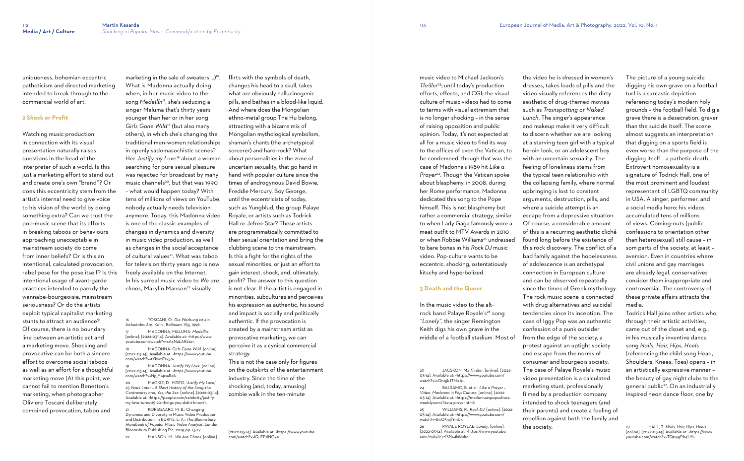uniqueness, bohemian eccentric patheticism and directed marketing intended to break through to the commercial world of art.

## 2 Shock or Profit

Watching music production in connection with its visual presentation naturally raises questions in the head of the interpreter of such a world: Is this just a marketing effort to stand out and create one's own "brand"? Or does this eccentricity stem from the artist's internal need to give voice to his vision of the world by doing something extra? Can we trust the pop-music scene that its efforts in breaking taboos or behaviours approaching unacceptable in mainstream society do come from inner beliefs? Or is this an intentional, calculated provocation, rebel pose for the pose itself? Is this intentional usage of avant-garde practices intended to parody the wannabe-bourgeoisie, mainstream seriousness? Or do the artists exploit typical capitalist marketing stunts to attract an audience? Of course, there is no boundary line between an artistic act and a marketing move. Shocking and provocative can be both a sincere as well as an effort to overcome social taboos as well as an effort for a thoughtful marketing move (At this point, we cannot fail to mention Benetton's marketing, when photographer Oliviero Toscani deliberately combined provocation, taboo and marketing in the sale of sweaters ...)[16]. What is Madonna actually doing when, in her music video to the song *Medellín*[17], she's seducing a singer Maluma that's thirty years younger than her or in her song *Girls Gone Wild*[18] (but also many others), in which she's changing the traditional men-women relationships in openly sadomasochistic scenes? Her *Justify my Love*[19] about a woman searching for pure sexual pleasure was rejected for broadcast by many music channels[20], but that was 1990 – what would happen today? With tens of millions of views on YouTube, nobody actually needs television anymore. Today, this Madonna video is one of the classic examples of changes in dynamics and diversity in music video production, as well as changes in the social acceptance of cultural values[21]. What was taboo for television thirty years ago is now freely available on the Internet. In his surreal music video to *We are chaos*, Marylin Manson[22] visually flirts with the symbols of death, changes his head to a skull, takes what are obviously hallucinogenic pills, and bathes in a blood-like liquid. And where does the Mongolian ethno-metal group The Hu belong, attracting with a bizarre mix of Mongolian mythological symbolism, shaman's chants (the archetypical sorcerer) and hard-rock? What about personalities in the zone of uncertain sexuality, that go hand in hand with popular culture since the times of androgynous David Bowie, Freddie Mercury, Boy George, until the eccentricists of today, such as Yungblud, the group Palaye Royale, or artists such as Todrick Hall or Jefree Star? These artists are programmatically committed to their sexual orientation and bring the clubbing scene to the mainstream. Is this a fight for the rights of the sexual minorities, or just an effort to gain interest, shock, and, ultimately, profit? The answer to this question is not clear. If the artist is engaged in minorities, subcultures and perceives his expression as authentic, his sound and impact is socially and politically authentic. If the provocation is created by a mainstream artist as provocative marketing, we can perceive it as a cynical commercial strategy.

This is not the case only for figures on the outskirts of the entertainment industry. Since the time of the shocking (and, today, amusing) zombie walk in the ten-minute music video to Michael Jackson's *Thriller*[23]; until today's production efforts, effects, and CGI; the visual culture of music videos had to come to terms with visual extremism that is no longer shocking – in the sense of raising opposition and public opinion. Today, it's not expected at all for a music video to find its way to the offices of even the Vatican, to be condemned, though that was the case of Madonna's 1989 hit *Like a Prayer*[24]. Though the Vatican spoke about blasphemy, in 2008, during her Rome performance, Madonna dedicated this song to the Pope himself. This is not blasphemy but rather a commercial strategy, similar to when Lady Gaga famously wore a meat outfit to MTV Awards in 2010 or when Robbie Williams[25] undressed to bare bones in his *Rock DJ* music video. Pop-culture wants to be eccentric, shocking, ostentatiously kitschy and hyperbolized.

## 3 Death and the Queer

In the music video to the alt-rock band Palaye Royale's[26] song *"Lonely"*, the singer Remington Keith digs his own grave in the middle of a football stadium. Most of the video he is dressed in women's dresses, takes loads of pills and the video visually references the dirty aesthetic of drug-themed movies such as *Trainspotting* or *Naked Lunch*. The singer's appearance and makeup make it very difficult to discern whether we are looking at a starving teen girl with a typical heroin look, or an adolescent boy with an uncertain sexuality. The feeling of loneliness stems from the typical teen relationship with the collapsing family, where normal upbringing is lost to constant arguments, destruction, pills, and where a suicide attempt is an escape from a depressive situation. Of course, a considerable amount of this is a recurring aesthetic cliché found long before the existence of this rock discovery. The conflict of a bad family against the hopelessness of adolescence is an archetypal connection in European culture and can be observed repeatedly since the times of Greek mythology. The rock music scene is connected with drug alternatives and suicidal tendencies since its inception. The case of Iggy Pop was an authentic confession of a punk outsider from the edge of the society, a protest against an uptight society and escape from the norms of consumer and bourgeois society. The case of Palaye Royale's music video presentation is a calculated marketing stunt, professionally filmed by a production company intended to shock teenagers (and their parents) and create a feeling of rebellion against both the family and the society.

The picture of a young suicide digging his own grave on a football turf is a sarcastic depiction referencing today's modern holy grounds – the football field. To dig a grave there is a desecration, graver than the suicide itself. The scene almost suggests an interpretation that digging on a sports field is even worse than the purpose of the digging itself – a pathetic death. Extrovert homosexuality is a signature of Todrick Hall, one of the most prominent and loudest representant of LGBTQ community in USA. A singer, performer, and a social media hero; his videos accumulated tens of millions of views. Coming-outs (public confessions to orientation other than heterosexual) still cause – in som parts of the society, at least – aversion. Even in countries where civil unions and gay marriages are already legal, conservatives consider them inappropriate and controversial. The controversy of these private affairs attracts the media.

Todrick Hall joins other artists who, through their artistic activities, came out of the closet and, e.g., in his musically inventive dance song *Nails, Hair, Hips, Heels* (referencing the child song Head, Shoulders, Knees, Toes) opens – in an artistically expressive manner – the beauty of gay night clubs to the general public[27]. On an industrially inspired neon dance floor, one by

---

16 TOSCANI, O.: *Die Werbung ist ein lächelndes Aas*. Köln : Bollmann Vlg, 1998.

17 MADONNA, MALUMA: *Medellín*. [online]. [2022-03-14]. Available at: <https://www.youtube.com/watch?v=xAxNaLAR2to>.

18 MADONNA: *Girls Gone Wild*. [online]. [2022-03-14]. Available at: <https://www.youtube.com/watch?v=tYkwziTrv5o>.

19 MADONNA: *Justify My Love*. [online]. [2022-03-14]. Available at: <https://www.youtube.com/watch?v=Np_Y740aReI>.

20 MACKIE, D.: *VIDEO: 'Justify My Love,' 25 Years Later – A Short History of the Song, the Controversy and, Yes, the Sex*. [online]. [2022-03-14]. Available at: <https://people.com/celebrity/justify-my-love-turns-25-20-things-you-didnt-know/>.

21 KORSGAARD, M. B.: Changing Dynamics and Diversity in Music Video Production and Distribution. In BURNS, L. A.: *The Bloomsbury Handbook of Popular Music Video Analysis*. London : Bloomsbury Publishing Plc, 2019, pp. 13-27.

22 MANSON, M.: *We Are Chaos*. [online]. [2022-03-14]. Available at: <https://www.youtube.com/watch?v=lQJFPIlNGxs>.

23 JACSKON, M.: *Thriller*. [online]. [2022-03-14]. Available at: <https://www.youtube.com/watch?v=sOnqjkJTMaA>.

24 BALSAMO, B. et al.: *Like a Prayer – Video. Madonna in Pop Culture*. [online]. [2022-03-14]. Available at: <https://madonnainpopculture.weebly.com/like-a-prayer.html>.

25 WILLIAMS, R.: *Rock DJ*. [online]. [2022-03-14]. Available at: <https://www.youtube.com/watch?v=BnO3nijfYmU>.

26 PAYALE ROYLAE: *Lonely*. [online]. [2022-03-14]. Available at: <https://www.youtube.com/watch?v=f5Nc4kiBaIs>.

27 HALL, T.: *Nails, Hair, Hips, Heels*. [online]. [2022-03-14]. Available at: <https://www.youtube.com/watch?v=TQ04gPb4LIY>.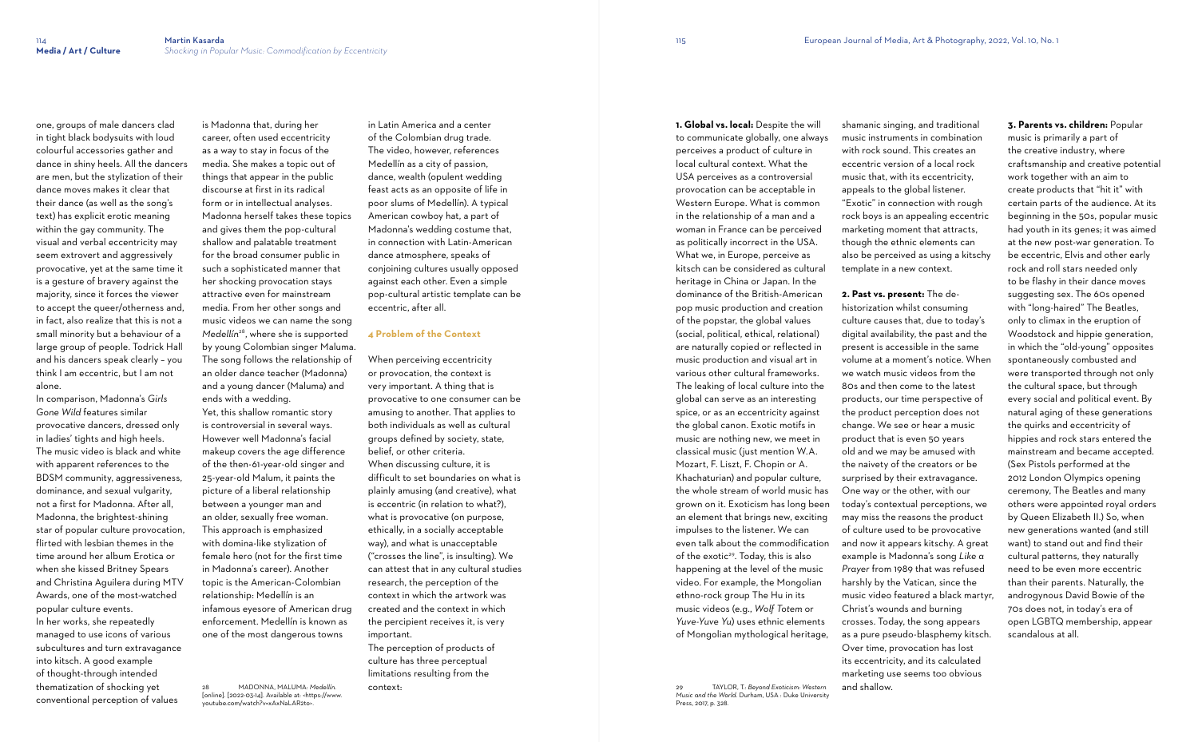one, groups of male dancers clad in tight black bodysuits with loud colourful accessories gather and dance in shiny heels. All the dancers are men, but the stylization of their dance moves makes it clear that their dance (as well as the song's text) has explicit erotic meaning within the gay community. The visual and verbal eccentricity may seem extrovert and aggressively provocative, yet at the same time it is a gesture of bravery against the majority, since it forces the viewer to accept the queer/otherness and, in fact, also realize that this is not a small minority but a behaviour of a large group of people. Todrick Hall and his dancers speak clearly – you think I am eccentric, but I am not alone.

In comparison, Madonna's *Girls Gone Wild* features similar provocative dancers, dressed only in ladies' tights and high heels. The music video is black and white with apparent references to the BDSM community, aggressiveness, dominance, and sexual vulgarity, not a first for Madonna. After all, Madonna, the brightest-shining star of popular culture provocation, flirted with lesbian themes in the time around her album Erotica or when she kissed Britney Spears and Christina Aguilera during MTV Awards, one of the most-watched popular culture events.

In her works, she repeatedly managed to use icons of various subcultures and turn extravagance into kitsch. A good example of thought-through intended thematization of shocking yet conventional perception of values is Madonna that, during her career, often used eccentricity as a way to stay in focus of the media. She makes a topic out of things that appear in the public discourse at first in its radical form or in intellectual analyses. Madonna herself takes these topics and gives them the pop-cultural shallow and palatable treatment for the broad consumer public in such a sophisticated manner that her shocking provocation stays attractive even for mainstream media. From her other songs and music videos we can name the song *Medellín*[28], where she is supported by young Colombian singer Maluma. The song follows the relationship of an older dance teacher (Madonna) and a young dancer (Maluma) and ends with a wedding.

Yet, this shallow romantic story is controversial in several ways. However well Madonna's facial makeup covers the age difference of the then-61-year-old singer and 25-year-old Malum, it paints the picture of a liberal relationship between a younger man and an older, sexually free woman. This approach is emphasized with domina-like stylization of female hero (not for the first time in Madonna's career). Another topic is the American-Colombian relationship: Medellín is an infamous eyesore of American drug enforcement. Medellín is known as one of the most dangerous towns in Latin America and a center of the Colombian drug trade. The video, however, references Medellín as a city of passion, dance, wealth (opulent wedding feast acts as an opposite of life in poor slums of Medellín). A typical American cowboy hat, a part of Madonna's wedding costume that, in connection with Latin-American dance atmosphere, speaks of conjoining cultures usually opposed against each other. Even a simple pop-cultural artistic template can be eccentric, after all.

## 4 Problem of the Context

When perceiving eccentricity or provocation, the context is very important. A thing that is provocative to one consumer can be amusing to another. That applies to both individuals as well as cultural groups defined by society, state, belief, or other criteria.

When discussing culture, it is difficult to set boundaries on what is plainly amusing (and creative), what is eccentric (in relation to what?), what is provocative (on purpose, ethically, in a socially acceptable way), and what is unacceptable ("crosses the line", is insulting). We can attest that in any cultural studies research, the perception of the context in which the artwork was created and the context in which the percipient receives it, is very important.

The perception of products of culture has three perceptual limitations resulting from the context:

**1. Global vs. local:** Despite the will to communicate globally, one always perceives a product of culture in local cultural context. What the USA perceives as a controversial provocation can be acceptable in Western Europe. What is common in the relationship of a man and a woman in France can be perceived as politically incorrect in the USA. What we, in Europe, perceive as kitsch can be considered as cultural heritage in China or Japan. In the dominance of the British-American pop music production and creation of the popstar, the global values (social, political, ethical, relational) are naturally copied or reflected in music production and visual art in various other cultural frameworks. The leaking of local culture into the global canon can serve as an interesting spice, or as an eccentricity against the global canon. Exotic motifs in music are nothing new, we meet in classical music (just mention W.A. Mozart, F. Liszt, F. Chopin or A. Khachaturian) and popular culture, the whole stream of world music has grown on it. Exoticism has long been an element that brings new, exciting impulses to the listener. We can even talk about the commodification of the exotic[29]. Today, this is also happening at the level of the music video. For example, the Mongolian ethno-rock group The Hu in its music videos (e.g., *Wolf Totem* or *Yuve-Yuve Yu*) uses ethnic elements of Mongolian mythological heritage, shamanic singing, and traditional music instruments in combination with rock sound. This creates an eccentric version of a local rock music that, with its eccentricity, appeals to the global listener. "Exotic" in connection with rough rock boys is an appealing eccentric marketing moment that attracts, though the ethnic elements can also be perceived as using a kitschy template in a new context.

**2. Past vs. present:** The de-historization whilst consuming culture causes that, due to today's digital availability, the past and the present is accessible in the same volume at a moment's notice. When we watch music videos from the 80s and then come to the latest products, our time perspective of the product perception does not change. We see or hear a music product that is even 50 years old and we may be amused with the naivety of the creators or be surprised by their extravagance. One way or the other, with our today's contextual perceptions, we may miss the reasons the product of culture used to be provocative and now it appears kitschy. A great example is Madonna's song *Like a Prayer* from 1989 that was refused harshly by the Vatican, since the music video featured a black martyr, Christ's wounds and burning crosses. Today, the song appears as a pure pseudo-blasphemy kitsch. Over time, provocation has lost its eccentricity, and its calculated marketing use seems too obvious and shallow.

**3. Parents vs. children:** Popular music is primarily a part of the creative industry, where craftsmanship and creative potential work together with an aim to create products that "hit it" with certain parts of the audience. At its beginning in the 50s, popular music had youth in its genes; it was aimed at the new post-war generation. To be eccentric, Elvis and other early rock and roll stars needed only to be flashy in their dance moves suggesting sex. The 60s opened with "long-haired" The Beatles, only to climax in the eruption of Woodstock and hippie generation, in which the "old-young" opposites spontaneously combusted and were transported through not only the cultural space, but through every social and political event. By natural aging of these generations the quirks and eccentricity of hippies and rock stars entered the mainstream and became accepted. (Sex Pistols performed at the 2012 London Olympics opening ceremony, The Beatles and many others were appointed royal orders by Queen Elizabeth II.) So, when new generations wanted (and still want) to stand out and find their cultural patterns, they naturally need to be even more eccentric than their parents. Naturally, the androgynous David Bowie of the 70s does not, in today's era of open LGBTQ membership, appear scandalous at all.

---

28 MADONNA, MALUMA: *Medellín*. [online]. [2022-03-14]. Available at: <https://www.youtube.com/watch?v=xAxNaLAR2to>.

29 TAYLOR, T.: *Beyond Exoticism: Western Music and the World*. Durham, USA : Duke University Press, 2017, p. 328.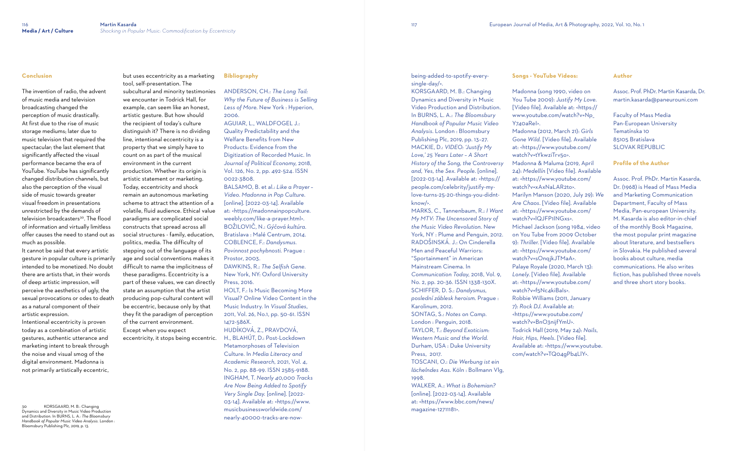## Conclusion

The invention of radio, the advent of music media and television broadcasting changed the perception of music drastically. At first due to the rise of music storage mediums; later due to music television that required the spectacular; the last element that significantly affected the visual performance became the era of YouTube. YouTube has significantly changed distribution channels, but also the perception of the visual side of music towards greater visual freedom in presentations unrestricted by the demands of television broadcasters[30]. The flood of information and virtually limitless offer causes the need to stand out as much as possible.

It cannot be said that every artistic gesture in popular culture is primarily intended to be monetized. No doubt there are artists that, in their words of deep artistic impression, will perceive the aesthetics of ugly, the sexual provocations or odes to death as a natural component of their artistic expression.

Intentional eccentricity is proven today as a combination of artistic gestures, authentic utterance and marketing intent to break through the noise and visual smog of the digital environment. Madonna is not primarily artistically eccentric, but uses eccentricity as a marketing tool, self-presentation. The subcultural and minority testimonies we encounter in Todrick Hall, for example, can seem like an honest, artistic gesture. But how should the recipient of today's culture distinguish it? There is no dividing line, intentional eccentricity is a property that we simply have to count on as part of the musical environment in the current production. Whether its origin is artistic statement or marketing. Today, eccentricity and shock remain an autonomous marketing scheme to attract the attention of a volatile, fluid audience. Ethical value paradigms are complicated social constructs that spread across all social structures - family, education, politics, media. The difficulty of stepping out of the language of its age and social conventions makes it difficult to name the implicitness of these paradigms. Eccentricity is a part of these values, we can directly state an assumption that the artist producing pop-cultural content will be eccentric, because only by that they fit the paradigm of perception of the current environment. Except when you expect eccentricity, it stops being eccentric.

30 KORSGAARD, M. B.: Changing Dynamics and Diversity in Music Video Production and Distribution. In BURNS, L. A.: *The Bloomsbury Handbook of Popular Music Video Analysis*. London : Bloomsbury Publishing Plc, 2019, p. 13.

## Bibliography

ANDERSON, CH.: *The Long Tail: Why the Future of Business is Selling Less of More*. New York : Hyperion, 2006.

AGUIAR, L., WALDFOGEL J.: Quality Predictability and the Welfare Benefits from New Products: Evidence from the Digitization of Recorded Music. In *Journal of Political Economy*, 2018, Vol. 126, No. 2, pp. 492-524. ISSN 0022-3808.

BALSAMO, B. et al.: *Like a Prayer – Video. Madonna in Pop Culture*. [online]. [2022-03-14]. Available at: <https://madonnainpopculture.weebly.com/like-a-prayer.html>.

BOŽILOVIČ, N.: *Gýčová kultúra*. Bratislava : Malé Centrum, 2014.

COBLENCE, F.: *Dandysmus. Povinnost pochybnosti*. Prague : Prostor, 2003.

DAWKINS, R.: *The Selfish Gene*. New York, NY: Oxford University Press, 2016.

HOLT, F.: Is Music Becoming More Visual? Online Video Content in the Music Industry. In *Visual Studies*, 2011, Vol. 26, No.1, pp. 50-61. ISSN 1472-586X.

HUDÍKOVÁ, Z., PRAVDOVÁ, H., BLAHÚT, D.: Post-Lockdown Metamorphoses of Television Culture. In *Media Literacy and Academic Research*, 2021, Vol. 4, No. 2, pp. 88-99. ISSN 2585-9188.

INGHAM, T. *Nearly 40,000 Tracks Are Now Being Added to Spotify Very Single Day*. [online]. [2022-03-14]. Available at: <https://www.musicbusinessworldwide.com/nearly-40000-tracks-are-now-being-added-to-spotify-every-single-day/>.

KORSGAARD, M. B.: Changing Dynamics and Diversity in Music Video Production and Distribution. In BURNS, L. A.: *The Bloomsbury Handbook of Popular Music Video Analysis*. London : Bloomsbury Publishing Plc, 2019, pp. 13–27.

MACKIE, D.: *VIDEO: 'Justify My Love,' 25 Years Later – A Short History of the Song, the Controversy and, Yes, the Sex. People*. [online]. [2022-03-14]. Available at: <https://people.com/celebrity/justify-my-love-turns-25-20-things-you-didnt-know/>.

MARKS, C., Tannenbaum, R.: *I Want My MTV: The Uncensored Story of the Music Video Revolution*. New York, NY : Plume and Penguin, 2012.

RADOŠINSKÁ. J.: On Cinderella Men and Peaceful Warriors: "Sportainment" in American Mainstream Cinema. In *Communication Today*, 2018, Vol. 9, No. 2, pp. 20-36. ISSN 1338-130X.

SCHIFFER, D. S.: *Dandysmus, poslední záblesk heroismu*. Prague : Karolinum, 2012.

SONTAG, S.: *Notes on Camp*. London : Penguin, 2018.

TAYLOR, T.: *Beyond Exoticism: Western Music and the World*. Durham, USA : Duke University Press, 2017.

TOSCANI, O.: *Die Werbung ist ein lächelndes Aas*. Köln : Bollmann Vlg, 1998.

WALKER, A.: *What is Bohemian?* [online]. [2022-03-14]. Available at: <https://www.bbc.com/news/magazine-12711181>.

## Songs - YouTube Videos:

Madonna (song 1990, video on You Tube 2009): *Justify My Love*. [Video file]. Available at: <https://www.youtube.com/watch?v=Np_Y740aReI>.

Madonna (2012, March 21): *Girls Gone Wild*. [Video file]. Available at: <https://www.youtube.com/watch?v=tYkwziTrv5o>.

Madonna & Maluma (2019, April 24): *Medellín* [Video file]. Available at: <https://www.youtube.com/watch?v=xAxNaLAR2to>.

Marilyn Manson (2020, July 29): *We Are Chaos*. [Video file]. Available at: <https://www.youtube.com/watch?v=lQJFP1INGxs>.

Michael Jackson (song 1984, video on You Tube from 2009 October 9): *Thriller*. [Video file]. Available at: <https://www.youtube.com/watch?v=sOnqjkJTMaA>.

Palaye Royale (2020, March 13): *Lonely*. [Video file]. Available at: <https://www.youtube.com/watch?v=f5Nc4kiBaIs>.

Robbie Williams (2011, January 7): *Rock DJ*. Available at: <https://www.youtube.com/watch?v=BnO3nijfYmU>.

Todrick Hall (2019, May 24): *Nails, Hair, Hips, Heels*. [Video file]. Available at: <https://www.youtube.com/watch?v=TQ04gPb4LlY>.

## Author

Assoc. Prof. PhDr. Martin Kasarda, Dr.
martin.kasarda@paneurouni.com

Faculty of Mass Media
Pan-European University
Tematínska 10
85105 Bratislava
SLOVAK REPUBLIC

## Profile of the Author

Assoc. Prof. PhDr. Martin Kasarda, Dr. (1968) is Head of Mass Media and Marketing Communication Department, Faculty of Mass Media, Pan-european University. M. Kasarda is also editor-in-chief of the monthly Book Magazine, the most popular print magazine about literature, and bestsellers in Slovakia. He published several books about culture, media communications. He also writes fiction, has published three novels and three short story books.